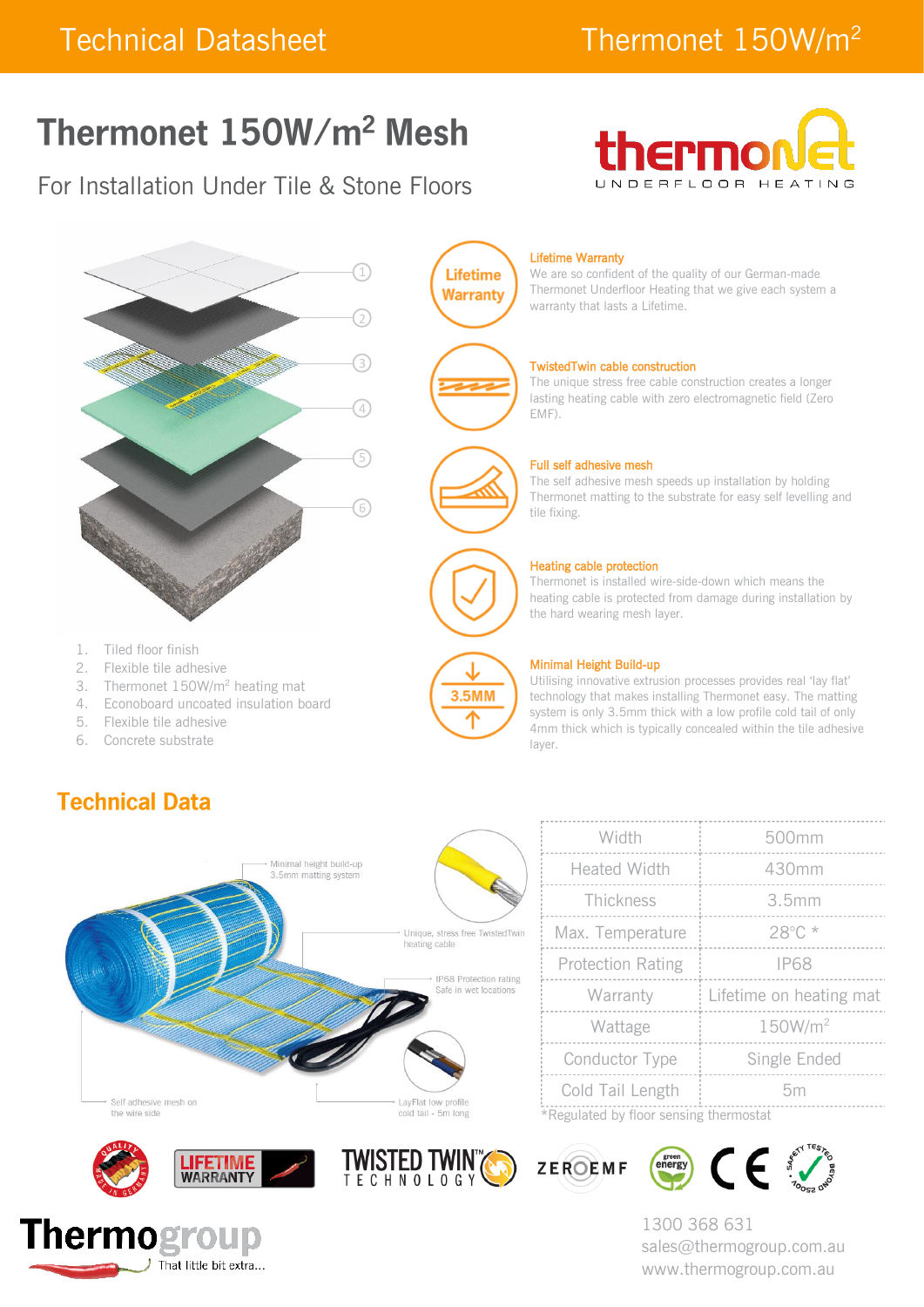# Thermonet 150W/m² Mesh

For Installation Under Tile & Stone Floors

1. Tiled floor finish
2. Flexible tile adhesive
3. Thermonet 150W/m² heating mat
4. Econoboard uncoated insulation board
5. Flexible tile adhesive
6. Concrete substrate

**Lifetime Warranty**
We are so confident of the quality of our German-made Thermonet Underfloor Heating that we give each system a warranty that lasts a Lifetime.

**TwistedTwin cable construction**
The unique stress free cable construction creates a longer lasting heating cable with zero electromagnetic field (Zero EMF).

**Full self adhesive mesh**
The self adhesive mesh speeds up installation by holding Thermonet matting to the substrate for easy self levelling and tile fixing.

**Heating cable protection**
Thermonet is installed wire-side-down which means the heating cable is protected from damage during installation by the hard wearing mesh layer.

**Minimal Height Build-up**
Utilising innovative extrusion processes provides real 'lay flat' technology that makes installing Thermonet easy. The matting system is only 3.5mm thick with a low profile cold tail of only 4mm thick which is typically concealed within the tile adhesive layer.

## Technical Data

Minimal height build-up 3.5mm matting system

Unique, stress free TwistedTwin heating cable

IP68 Protection rating Safe in wet locations

Self adhesive mesh on the wire side

LayFlat low profile cold tail - 5m long

| | |
|---|---|
| Width | 500mm |
| Heated Width | 430mm |
| Thickness | 3.5mm |
| Max. Temperature | 28°C * |
| Protection Rating | IP68 |
| Warranty | Lifetime on heating mat |
| Wattage | 150W/m² |
| Conductor Type | Single Ended |
| Cold Tail Length | 5m |

*Regulated by floor sensing thermostat

Thermogroup
That little bit extra...

1300 368 631
sales@thermogroup.com.au
www.thermogroup.com.au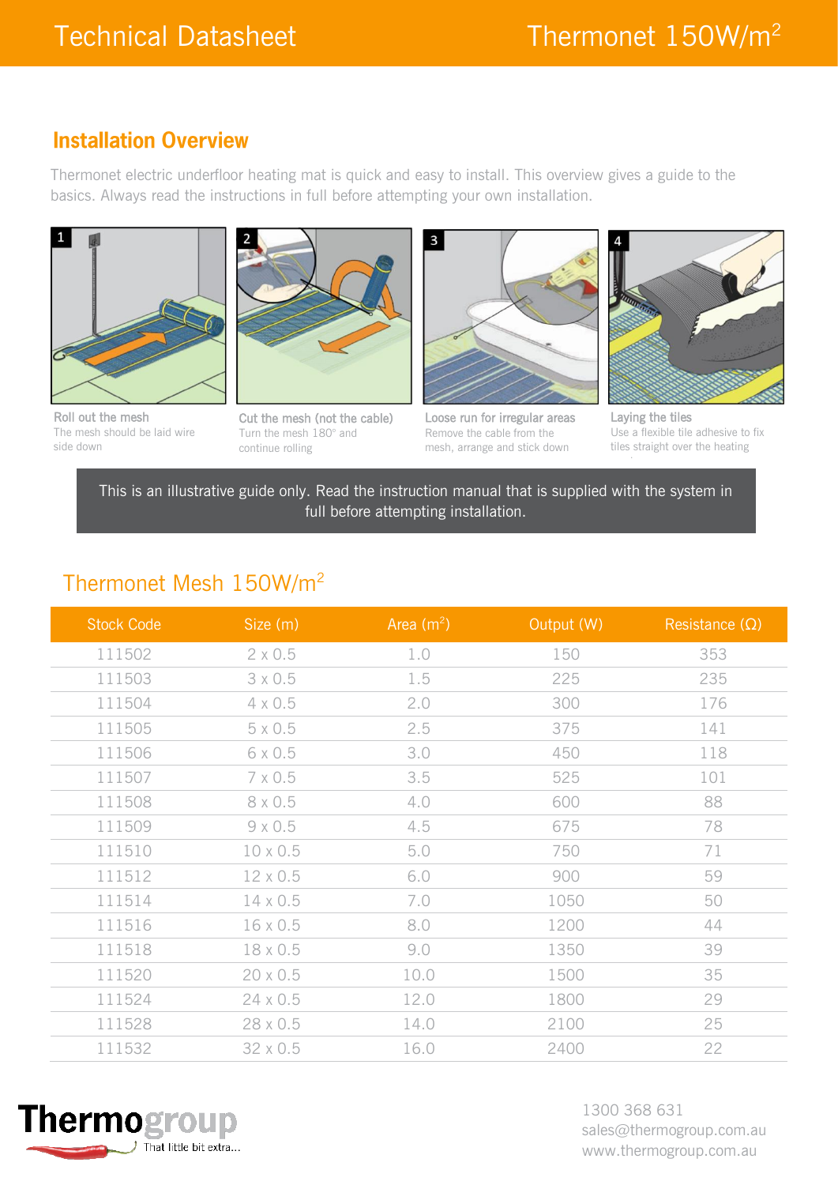## Installation Overview

Thermonet electric underfloor heating mat is quick and easy to install. This overview gives a guide to the basics. Always read the instructions in full before attempting your own installation.

1. **Roll out the mesh**
   The mesh should be laid wire side down

2. **Cut the mesh (not the cable)**
   Turn the mesh 180° and continue rolling

3. **Loose run for irregular areas**
   Remove the cable from the mesh, arrange and stick down

4. **Laying the tiles**
   Use a flexible tile adhesive to fix tiles straight over the heating

This is an illustrative guide only. Read the instruction manual that is supplied with the system in full before attempting installation.

## Thermonet Mesh 150W/m$^2$

| Stock Code | Size (m) | Area (m$^2$) | Output (W) | Resistance (Ω) |
|---|---|---|---|---|
| 111502 | 2 x 0.5 | 1.0 | 150 | 353 |
| 111503 | 3 x 0.5 | 1.5 | 225 | 235 |
| 111504 | 4 x 0.5 | 2.0 | 300 | 176 |
| 111505 | 5 x 0.5 | 2.5 | 375 | 141 |
| 111506 | 6 x 0.5 | 3.0 | 450 | 118 |
| 111507 | 7 x 0.5 | 3.5 | 525 | 101 |
| 111508 | 8 x 0.5 | 4.0 | 600 | 88 |
| 111509 | 9 x 0.5 | 4.5 | 675 | 78 |
| 111510 | 10 x 0.5 | 5.0 | 750 | 71 |
| 111512 | 12 x 0.5 | 6.0 | 900 | 59 |
| 111514 | 14 x 0.5 | 7.0 | 1050 | 50 |
| 111516 | 16 x 0.5 | 8.0 | 1200 | 44 |
| 111518 | 18 x 0.5 | 9.0 | 1350 | 39 |
| 111520 | 20 x 0.5 | 10.0 | 1500 | 35 |
| 111524 | 24 x 0.5 | 12.0 | 1800 | 29 |
| 111528 | 28 x 0.5 | 14.0 | 2100 | 25 |
| 111532 | 32 x 0.5 | 16.0 | 2400 | 22 |

Thermogroup
That little bit extra...

1300 368 631
sales@thermogroup.com.au
www.thermogroup.com.au